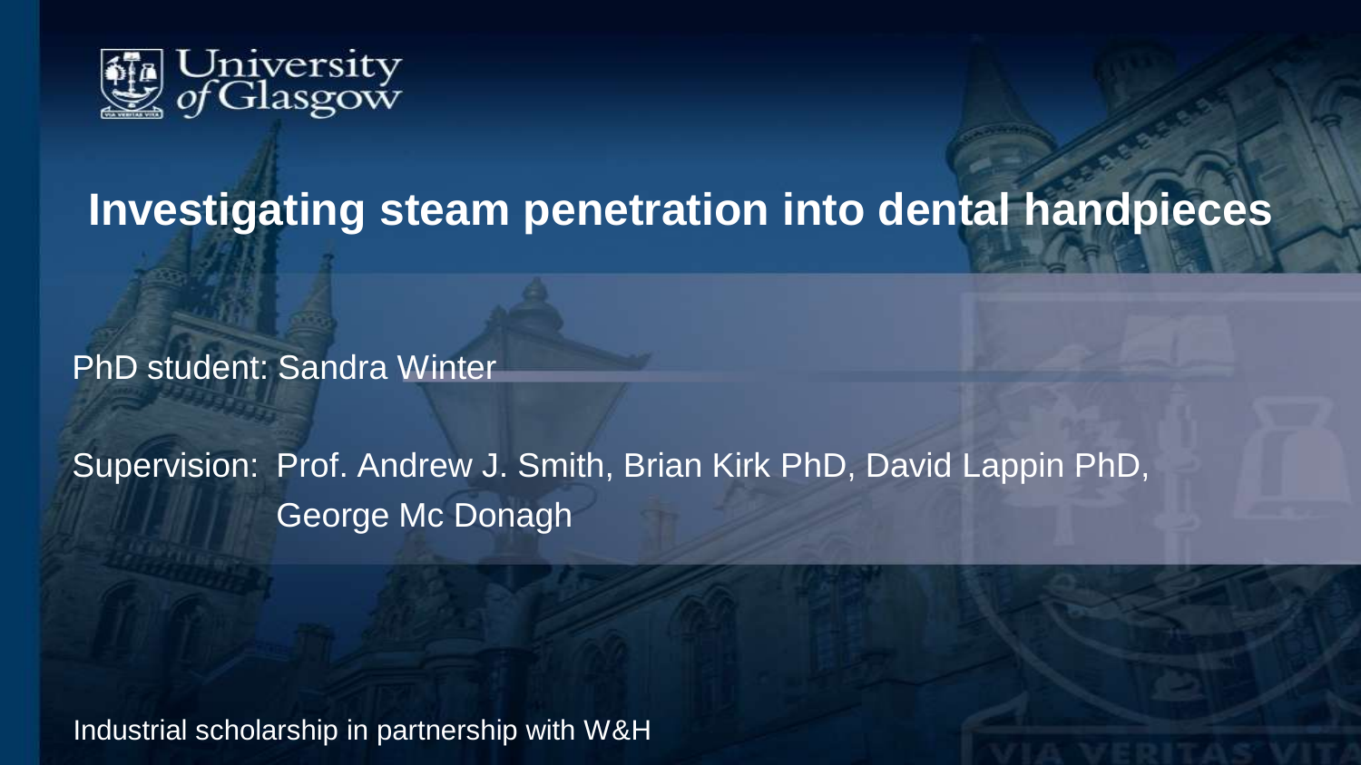# Investigating steam penetration into dental handpieces

PhD student: Sandra Winter

Supervision: Prof. Andrew J. Smith, Brian Kirk PhD, David Lappin PhD, George Mc Donagh

Industrial scholarship in partnership with W&H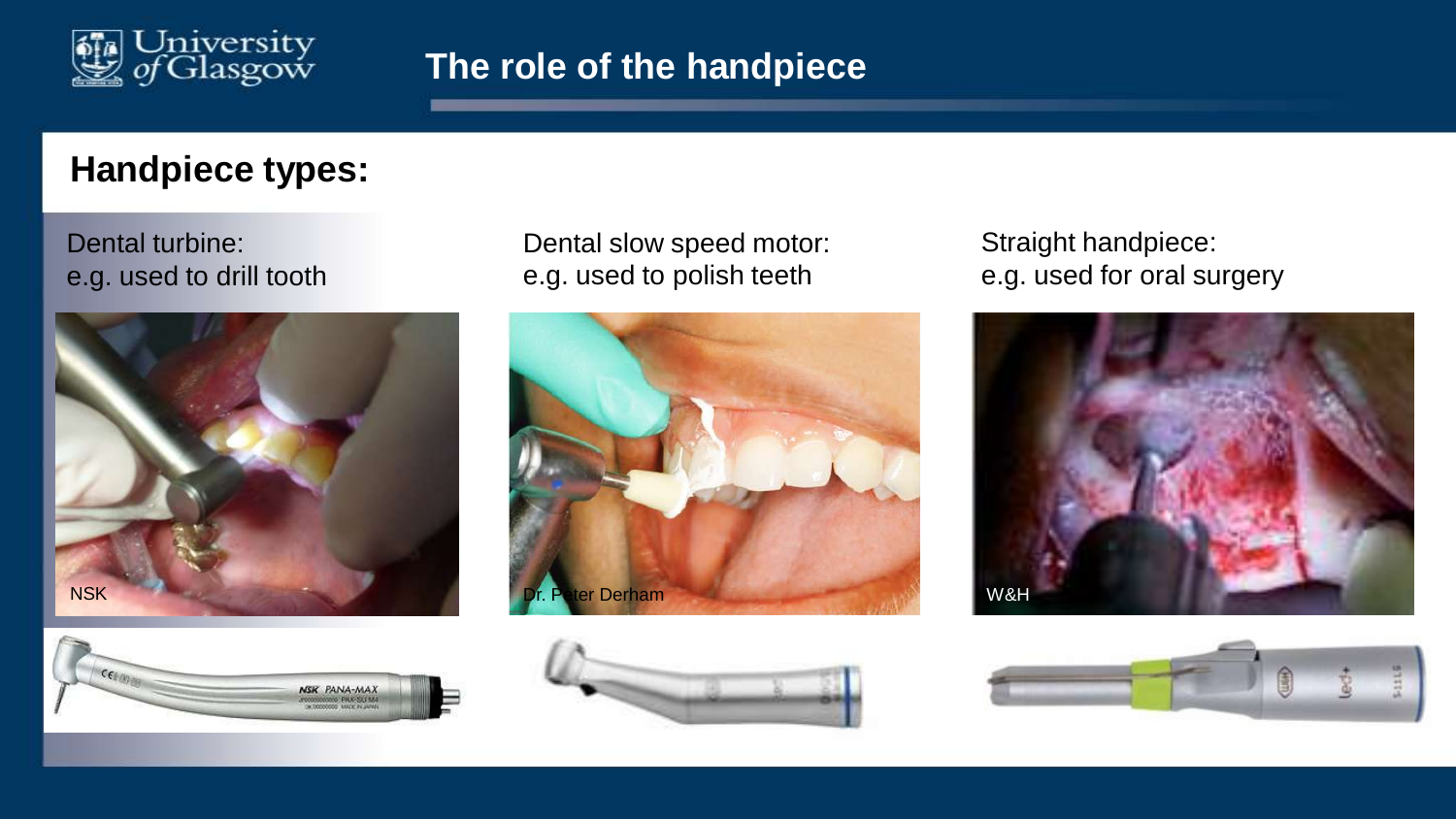# The role of the handpiece

## Handpiece types:

Dental turbine:
e.g. used to drill tooth

NSK

Dental slow speed motor:
e.g. used to polish teeth

Dr. Peter Derham

Straight handpiece:
e.g. used for oral surgery

W&H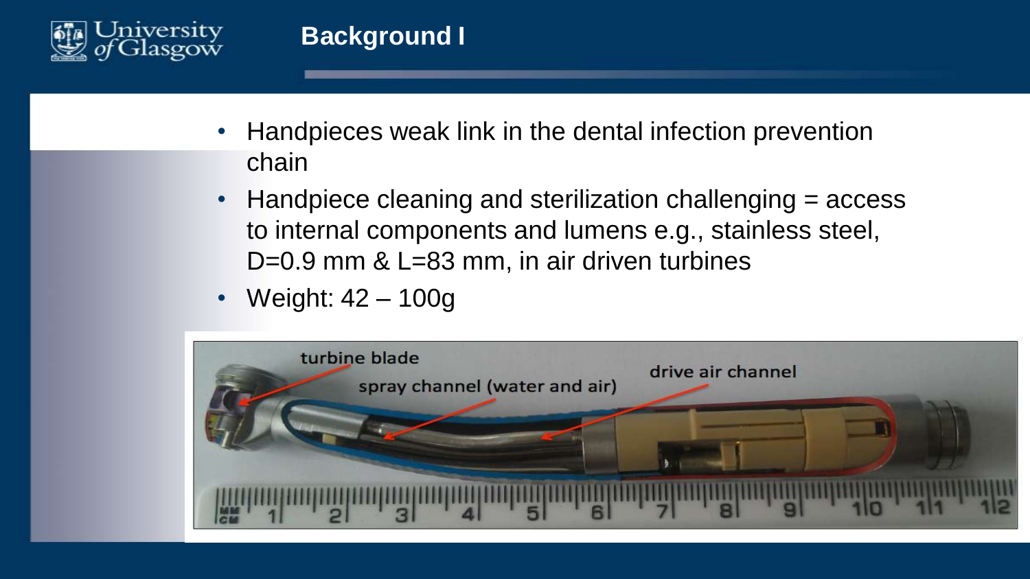# Background I

- Handpieces weak link in the dental infection prevention chain
- Handpiece cleaning and sterilization challenging = access to internal components and lumens e.g., stainless steel, D=0.9 mm & L=83 mm, in air driven turbines
- Weight: 42 – 100g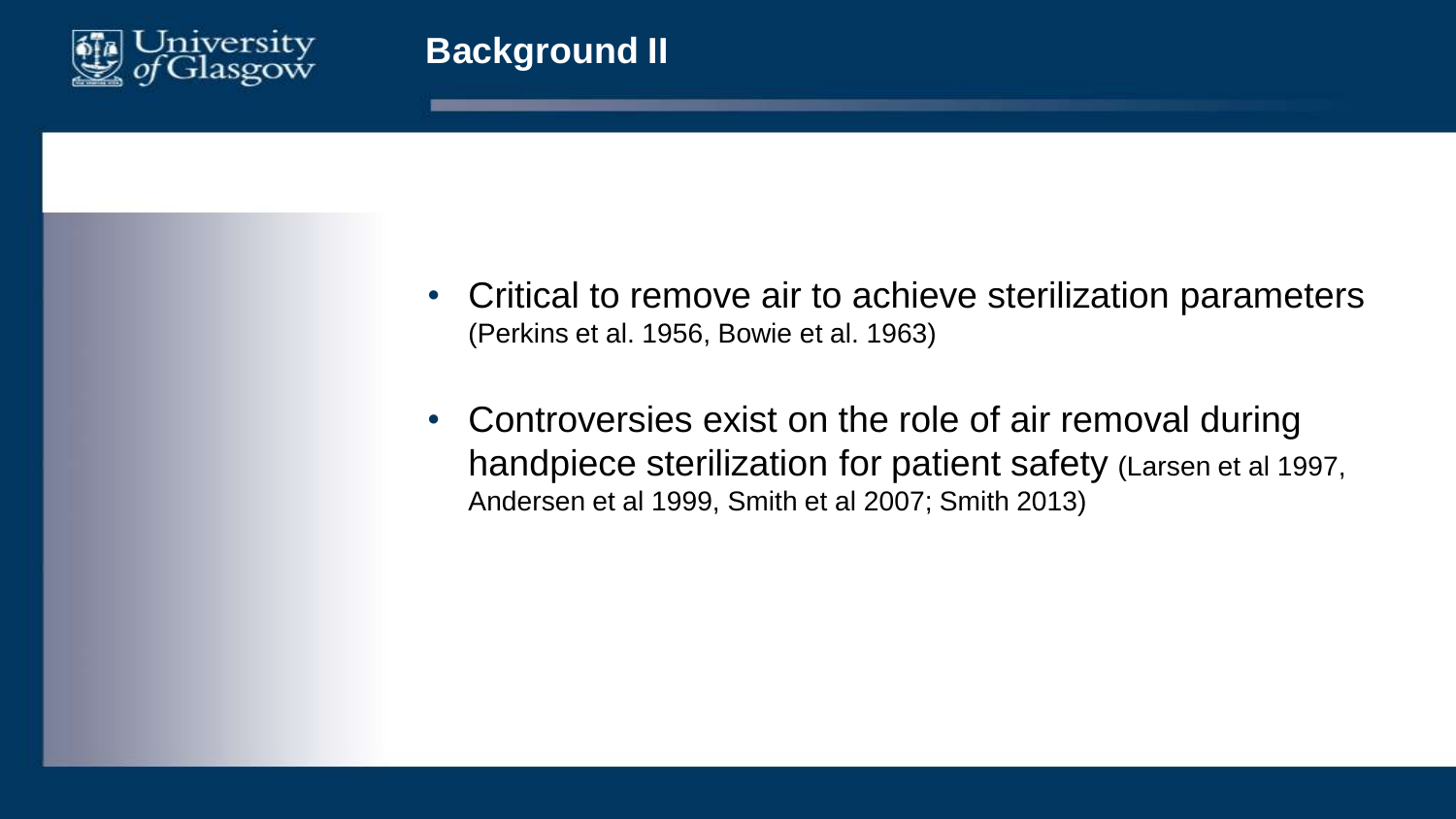# Background II

- Critical to remove air to achieve sterilization parameters (Perkins et al. 1956, Bowie et al. 1963)
- Controversies exist on the role of air removal during handpiece sterilization for patient safety (Larsen et al 1997, Andersen et al 1999, Smith et al 2007; Smith 2013)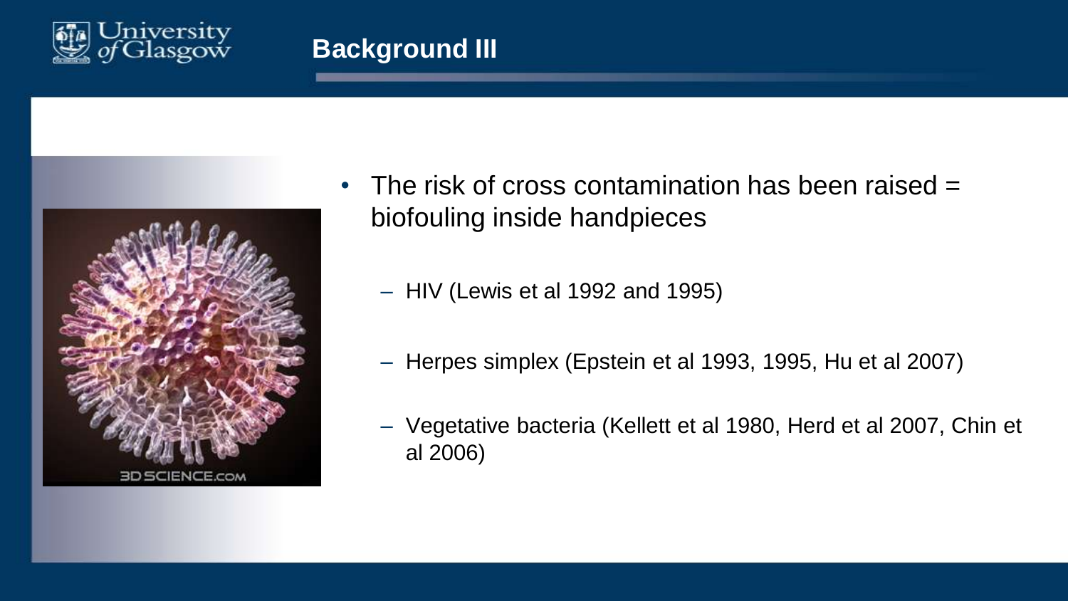# Background III

- The risk of cross contamination has been raised = biofouling inside handpieces
  - HIV (Lewis et al 1992 and 1995)
  - Herpes simplex (Epstein et al 1993, 1995, Hu et al 2007)
  - Vegetative bacteria (Kellett et al 1980, Herd et al 2007, Chin et al 2006)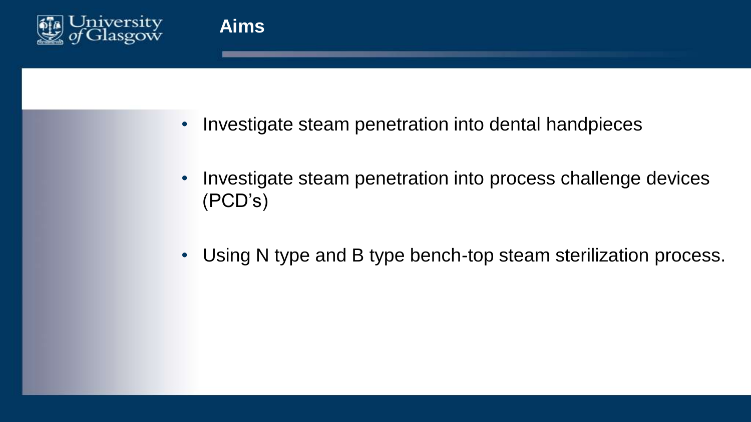# Aims

- Investigate steam penetration into dental handpieces
- Investigate steam penetration into process challenge devices (PCD's)
- Using N type and B type bench-top steam sterilization process.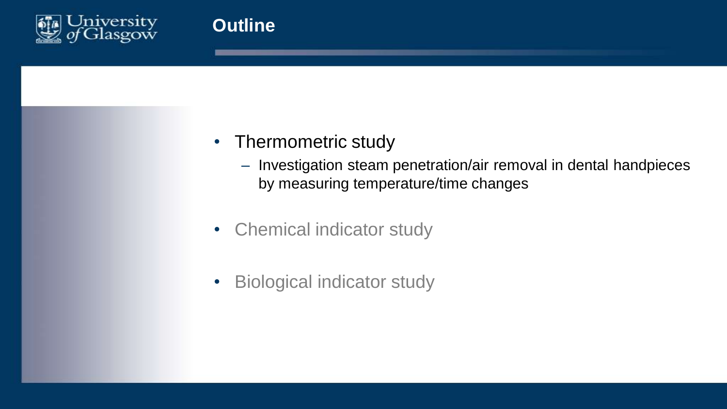# Outline

- Thermometric study
  - Investigation steam penetration/air removal in dental handpieces by measuring temperature/time changes
- Chemical indicator study
- Biological indicator study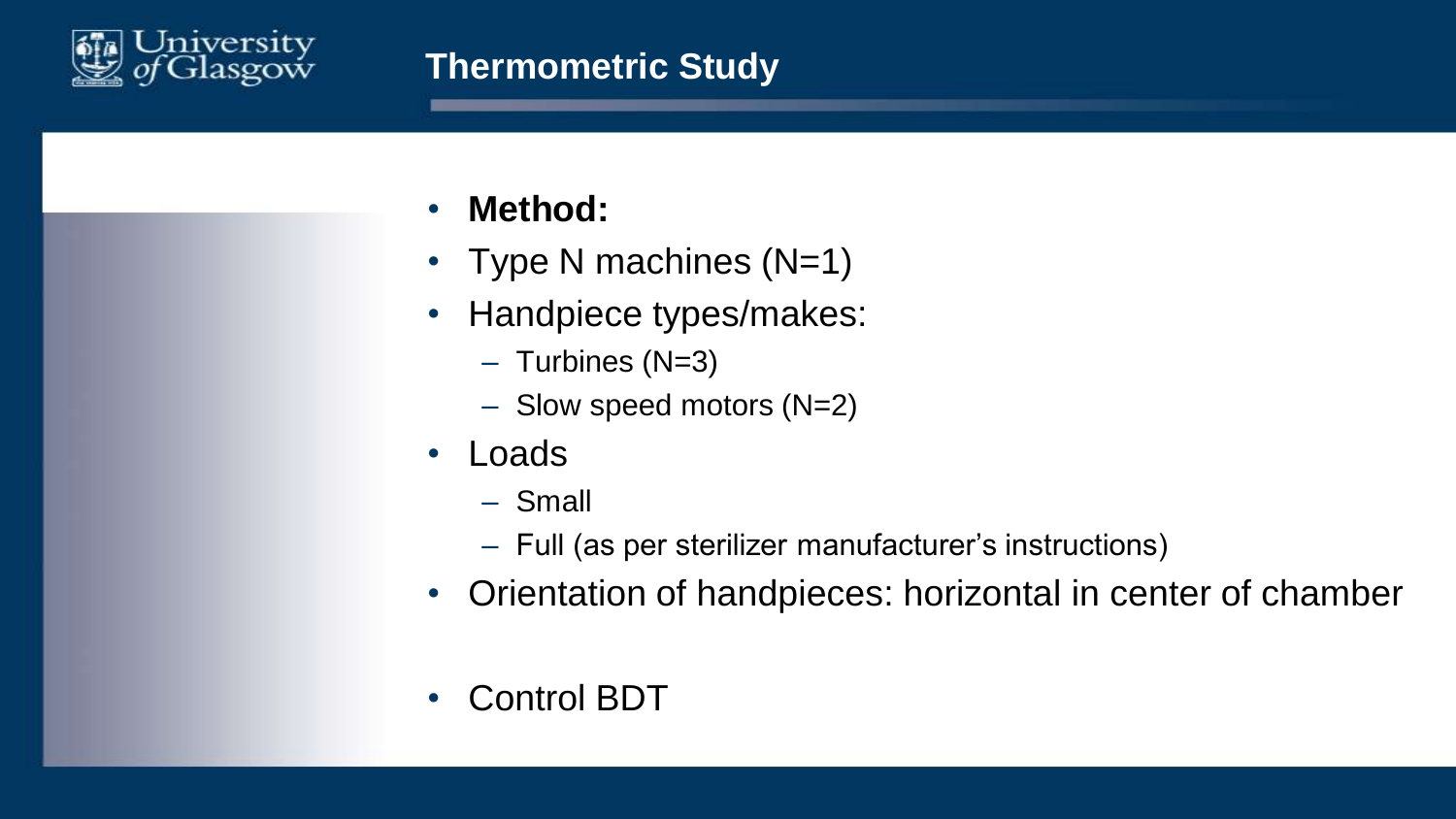# Thermometric Study

- **Method:**
- Type N machines (N=1)
- Handpiece types/makes:
  - Turbines (N=3)
  - Slow speed motors (N=2)
- Loads
  - Small
  - Full (as per sterilizer manufacturer's instructions)
- Orientation of handpieces: horizontal in center of chamber
- Control BDT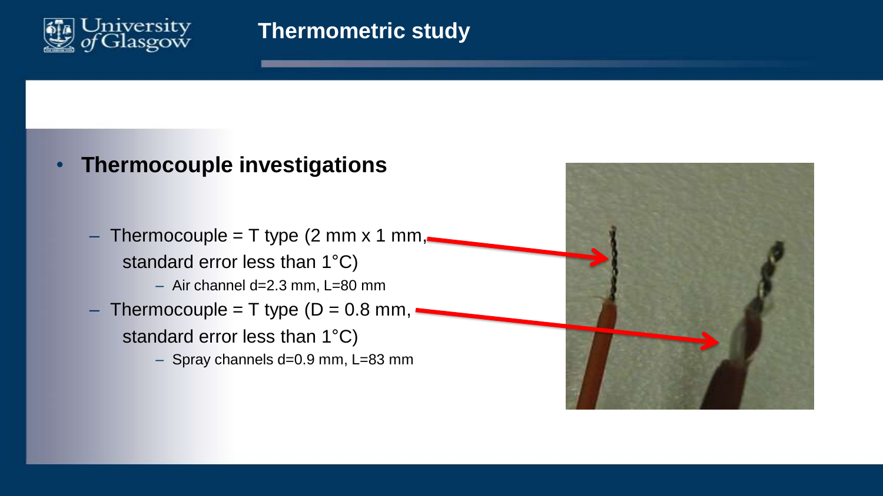# Thermometric study

- **Thermocouple investigations**
  - Thermocouple = T type (2 mm x 1 mm, standard error less than 1°C)
    - Air channel d=2.3 mm, L=80 mm
  - Thermocouple = T type (D = 0.8 mm, standard error less than 1°C)
    - Spray channels d=0.9 mm, L=83 mm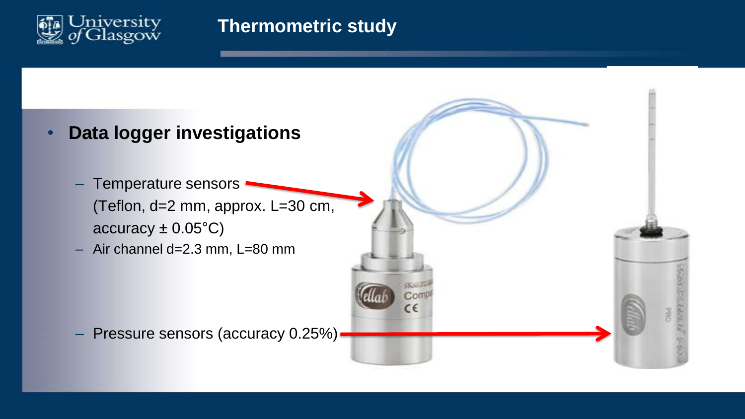# Thermometric study

- **Data logger investigations**
  - Temperature sensors (Teflon, d=2 mm, approx. L=30 cm, accuracy ± 0.05°C)
  - Air channel d=2.3 mm, L=80 mm
  - Pressure sensors (accuracy 0.25%)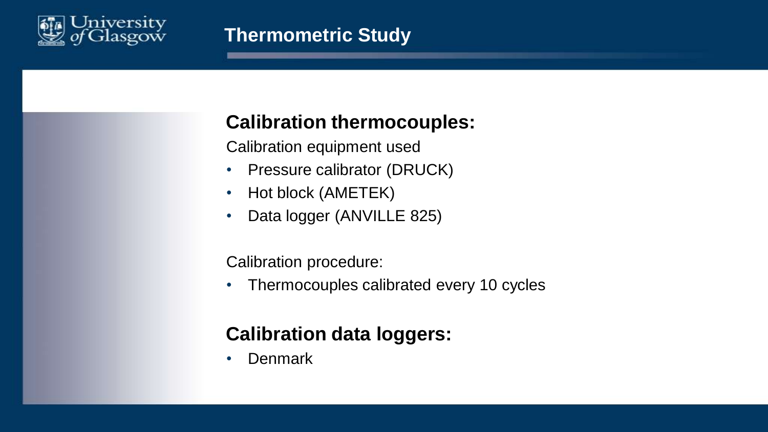# Thermometric Study

## Calibration thermocouples:

Calibration equipment used

- Pressure calibrator (DRUCK)
- Hot block (AMETEK)
- Data logger (ANVILLE 825)

Calibration procedure:

- Thermocouples calibrated every 10 cycles

## Calibration data loggers:

- Denmark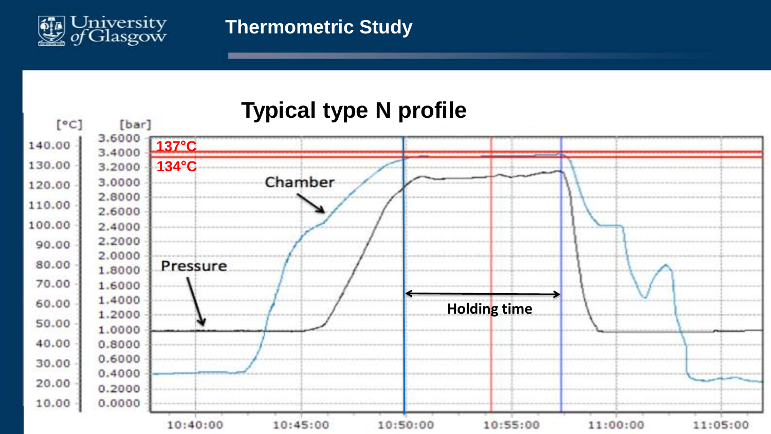# Thermometric Study

## Typical type N profile

[°C] [bar]

137°C

134°C

Chamber

Pressure

Holding time

| [°C] | [bar] |
|---|---|
| 140.00 | 3.6000 |
| 130.00 | 3.4000 |
| 120.00 | 3.2000 |
| 110.00 | 3.0000 |
| 100.00 | 2.8000 |
| 90.00 | 2.6000 |
| 80.00 | 2.4000 |
| 70.00 | 2.2000 |
| 60.00 | 2.0000 |
| 50.00 | 1.8000 |
| 40.00 | 1.6000 |
| 30.00 | 1.4000 |
| 20.00 | 1.2000 |
| 10.00 | 1.0000 |
| | 0.8000 |
| | 0.6000 |
| | 0.4000 |
| | 0.2000 |
| | 0.0000 |

10:40:00 10:45:00 10:50:00 10:55:00 11:00:00 11:05:00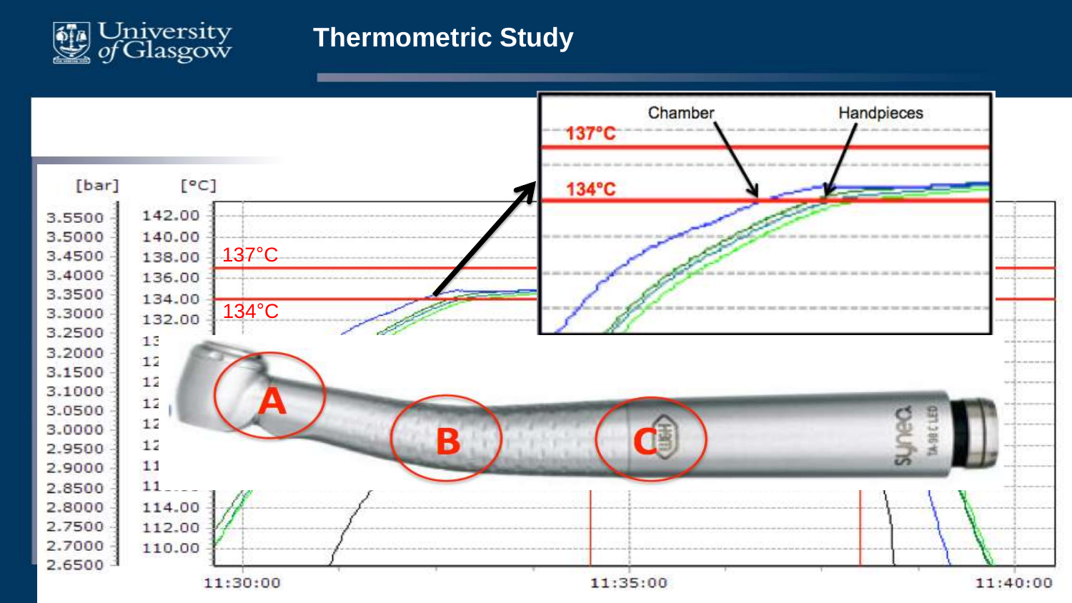# Thermometric Study

[bar] [°C]

| [bar] | [°C] |
| --- | --- |
| 3.5500 | 142.00 |
| 3.5000 | 140.00 |
| 3.4500 | 138.00 |
| 3.4000 | 136.00 |
| 3.3500 | 134.00 |
| 3.3000 | 132.00 |
| 3.2500 | |
| 3.2000 | |
| 3.1500 | |
| 3.1000 | |
| 3.0500 | |
| 3.0000 | |
| 2.9500 | |
| 2.9000 | |
| 2.8500 | |
| 2.8000 | 114.00 |
| 2.7500 | 112.00 |
| 2.7000 | 110.00 |
| 2.6500 | |

137°C

134°C

Chamber

Handpieces

11:30:00 11:35:00 11:40:00

A B C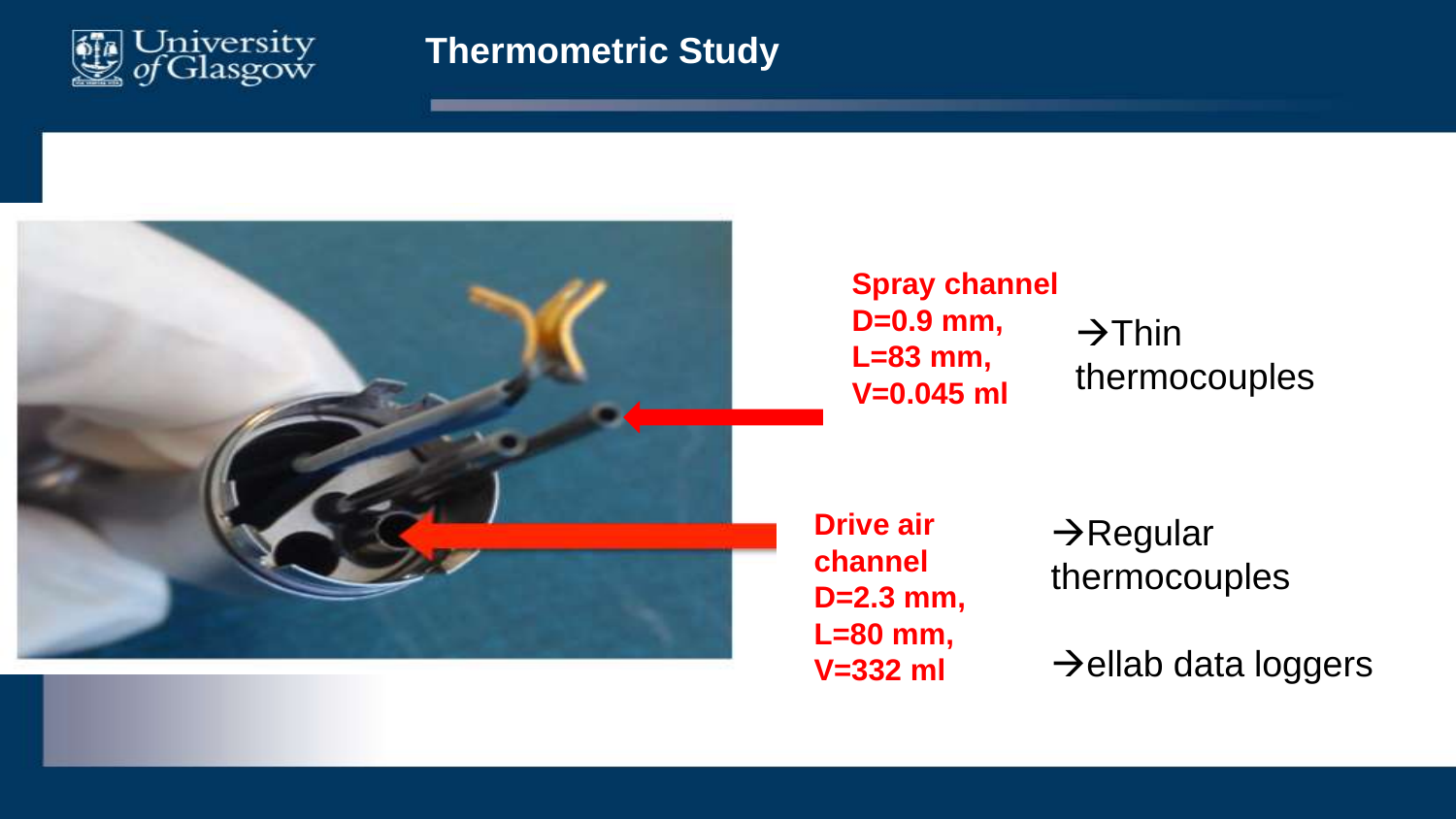# Thermometric Study

**Spray channel**
**D=0.9 mm,**
**L=83 mm,**
**V=0.045 ml**

→Thin thermocouples

**Drive air channel**
**D=2.3 mm,**
**L=80 mm,**
**V=332 ml**

→Regular thermocouples

→ellab data loggers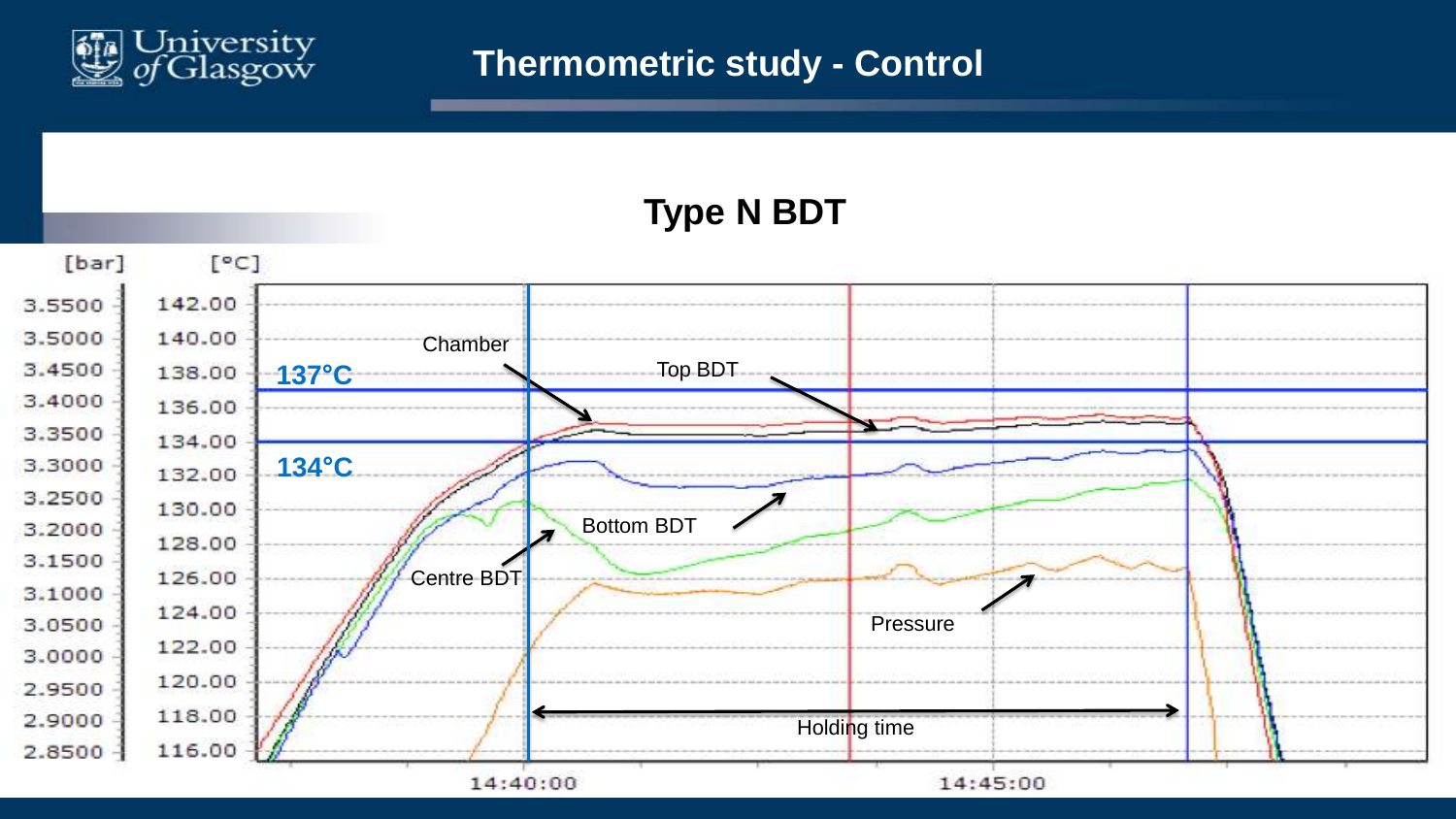# Thermometric study - Control

## Type N BDT

[bar] [°C]

| [bar] | [°C] |
|---|---|
| 3.5500 | 142.00 |
| 3.5000 | 140.00 |
| 3.4500 | 138.00 |
| 3.4000 | 136.00 |
| 3.3500 | 134.00 |
| 3.3000 | 132.00 |
| 3.2500 | 130.00 |
| 3.2000 | 128.00 |
| 3.1500 | 126.00 |
| 3.1000 | 124.00 |
| 3.0500 | 122.00 |
| 3.0000 | 120.00 |
| 2.9500 | 118.00 |
| 2.9000 | 116.00 |
| 2.8500 | |

137°C

134°C

Chamber

Top BDT

Bottom BDT

Centre BDT

Pressure

Holding time

14:40:00

14:45:00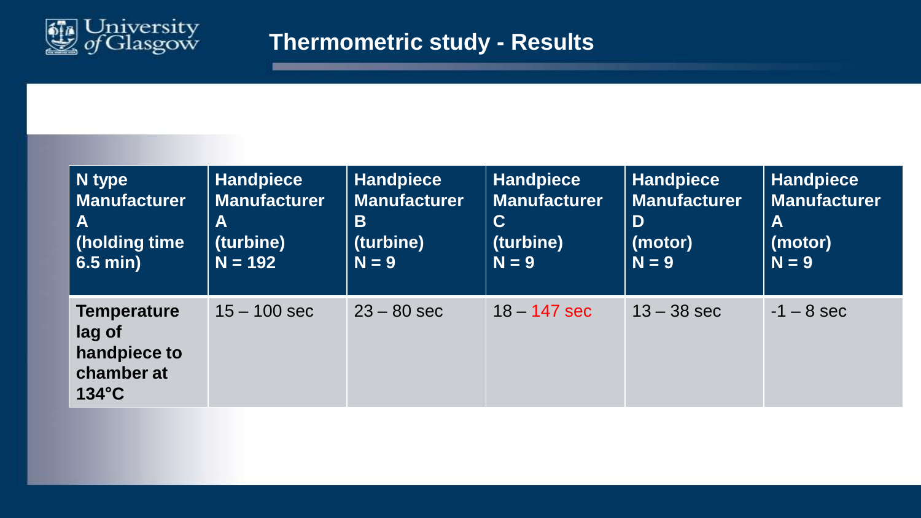# Thermometric study - Results

| N type Manufacturer A (holding time 6.5 min) | Handpiece Manufacturer A (turbine) N = 192 | Handpiece Manufacturer B (turbine) N = 9 | Handpiece Manufacturer C (turbine) N = 9 | Handpiece Manufacturer D (motor) N = 9 | Handpiece Manufacturer A (motor) N = 9 |
|---|---|---|---|---|---|
| **Temperature lag of handpiece to chamber at 134°C** | 15 – 100 sec | 23 – 80 sec | 18 – 147 sec | 13 – 38 sec | -1 – 8 sec |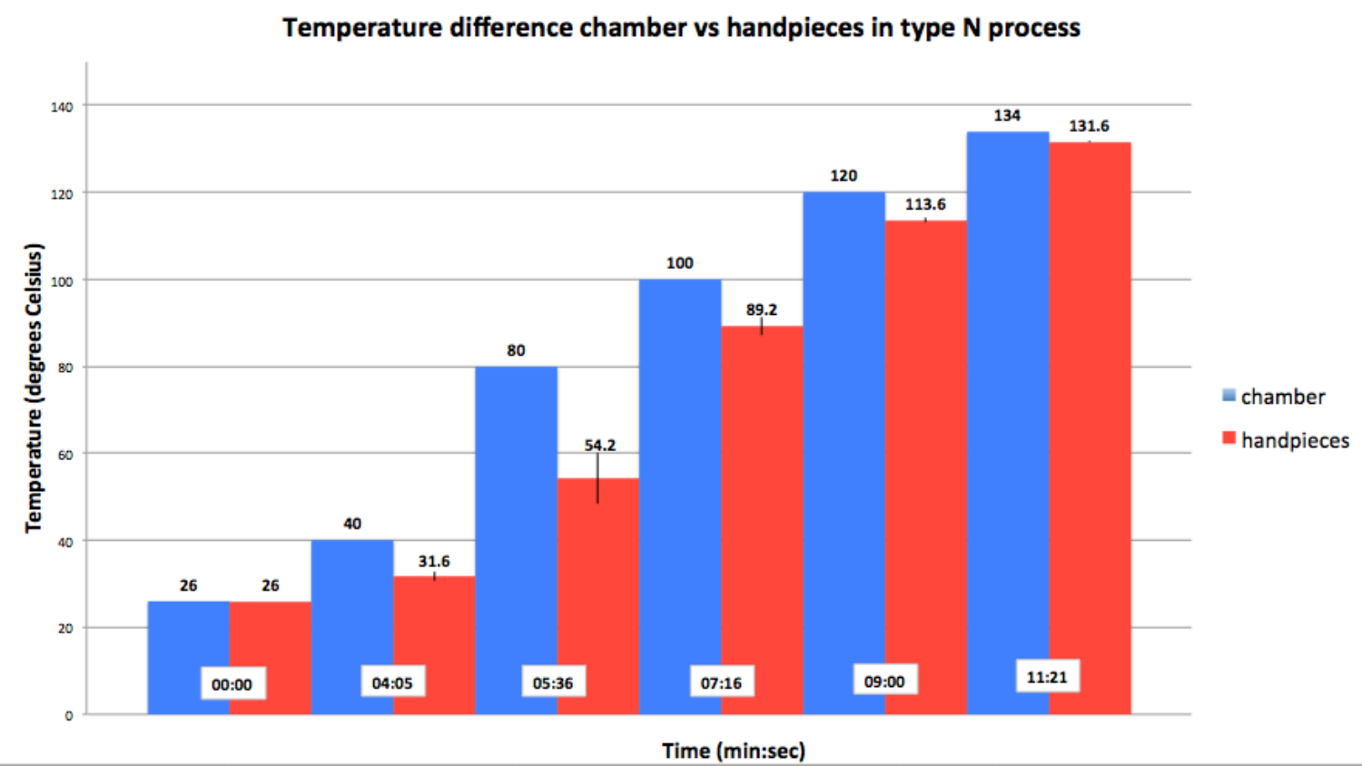# Temperature difference chamber vs handpieces in type N process

| Time (min:sec) | chamber | handpieces |
| --- | --- | --- |
| 00:00 | 26 | 26 |
| 04:05 | 40 | 31.6 |
| 05:36 | 80 | 54.2 |
| 07:16 | 100 | 89.2 |
| 09:00 | 120 | 113.6 |
| 11:21 | 134 | 131.6 |

Temperature (degrees Celsius)

Time (min:sec)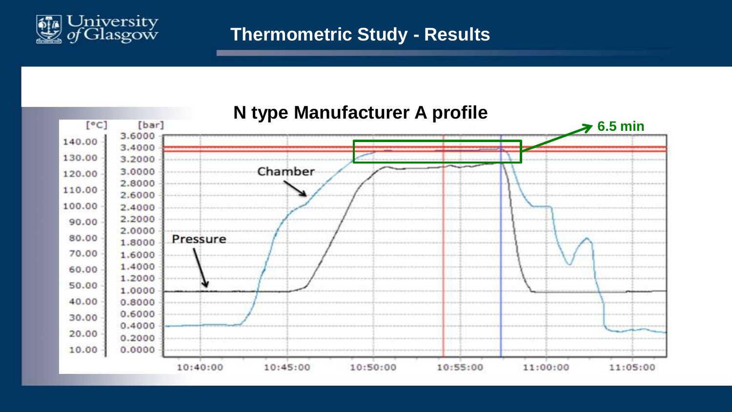# Thermometric Study - Results

## N type Manufacturer A profile

6.5 min

[°C] [bar]

| [°C] | [bar] |
|---|---|
| | 3.6000 |
| 140.00 | 3.4000 |
| 130.00 | 3.2000 |
| 120.00 | 3.0000 |
| | 2.8000 |
| 110.00 | 2.6000 |
| 100.00 | 2.4000 |
| 90.00 | 2.2000 |
| | 2.0000 |
| 80.00 | 1.8000 |
| 70.00 | 1.6000 |
| 60.00 | 1.4000 |
| | 1.2000 |
| 50.00 | 1.0000 |
| 40.00 | 0.8000 |
| 30.00 | 0.6000 |
| | 0.4000 |
| 20.00 | 0.2000 |
| 10.00 | 0.0000 |

Chamber

Pressure

10:40:00 10:45:00 10:50:00 10:55:00 11:00:00 11:05:00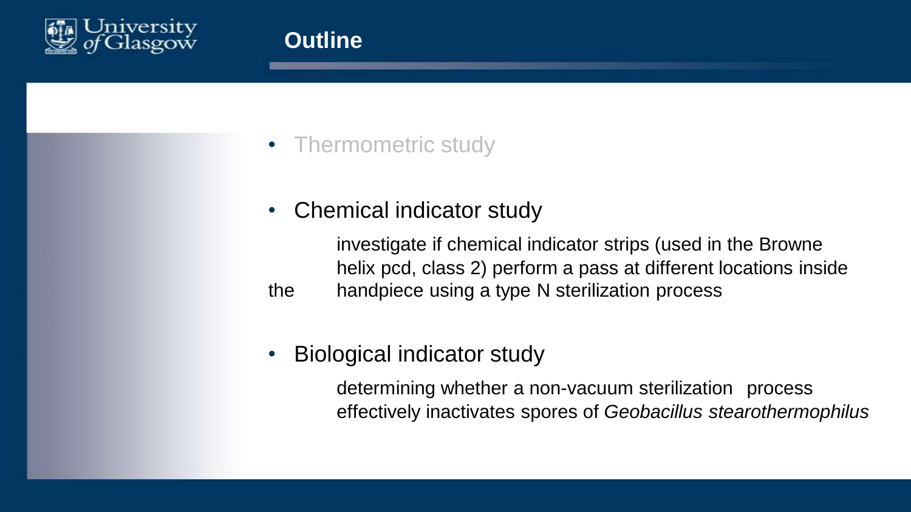# Outline

- Thermometric study

- Chemical indicator study

  investigate if chemical indicator strips (used in the Browne helix pcd, class 2) perform a pass at different locations inside the handpiece using a type N sterilization process

- Biological indicator study

  determining whether a non-vacuum sterilization process effectively inactivates spores of *Geobacillus stearothermophilus*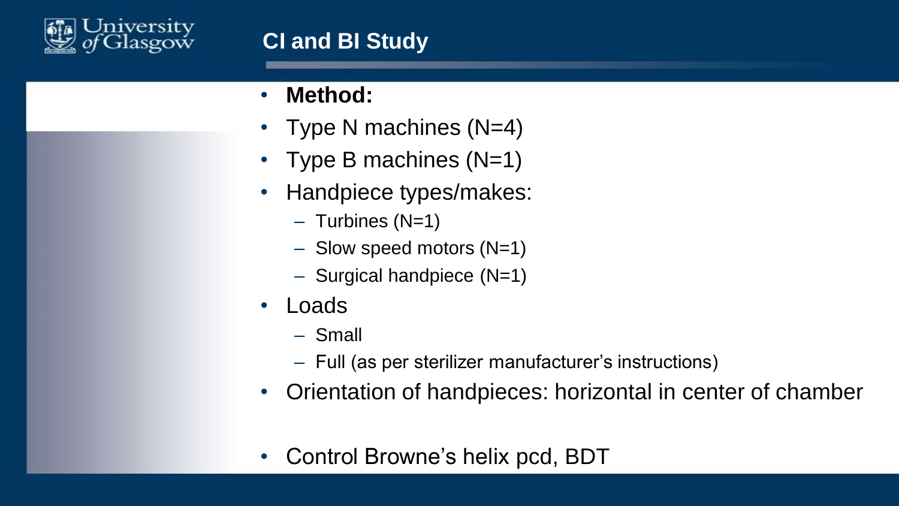# CI and BI Study

- **Method:**
- Type N machines (N=4)
- Type B machines (N=1)
- Handpiece types/makes:
  - Turbines (N=1)
  - Slow speed motors (N=1)
  - Surgical handpiece (N=1)
- Loads
  - Small
  - Full (as per sterilizer manufacturer's instructions)
- Orientation of handpieces: horizontal in center of chamber
- Control Browne's helix pcd, BDT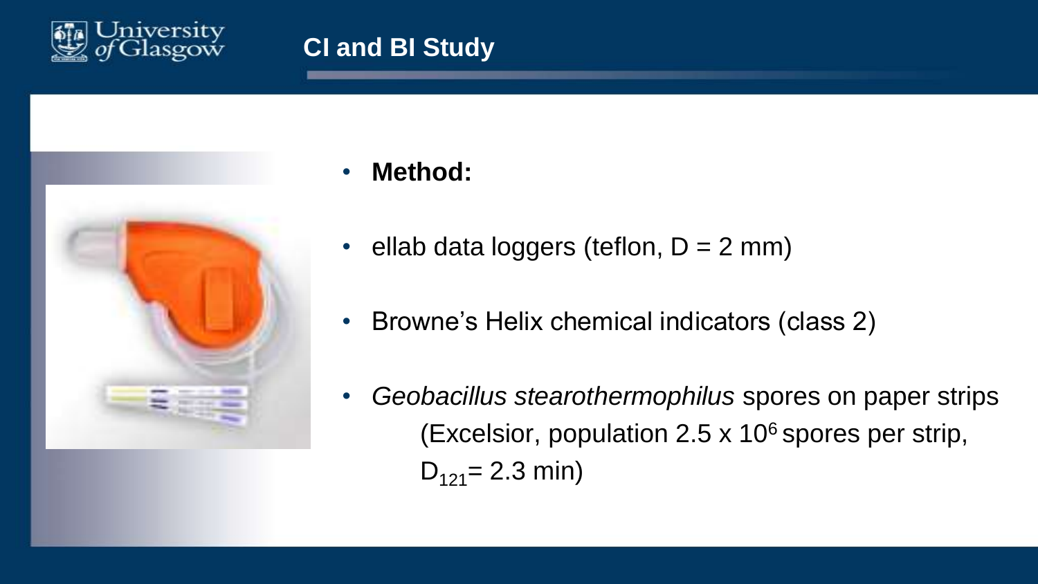# CI and BI Study

- **Method:**
- ellab data loggers (teflon, D = 2 mm)
- Browne's Helix chemical indicators (class 2)
- *Geobacillus stearothermophilus* spores on paper strips (Excelsior, population 2.5 x $10^6$ spores per strip, $D_{121}$= 2.3 min)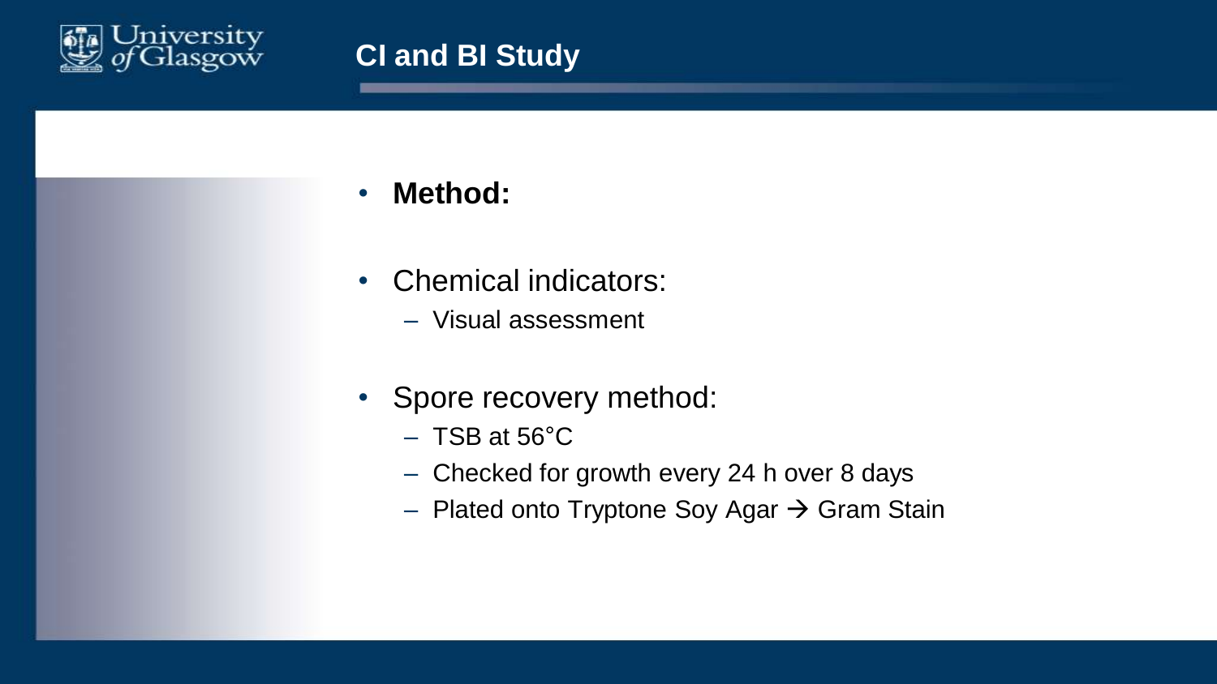# CI and BI Study

- **Method:**

- Chemical indicators:
  - Visual assessment

- Spore recovery method:
  - TSB at 56°C
  - Checked for growth every 24 h over 8 days
  - Plated onto Tryptone Soy Agar → Gram Stain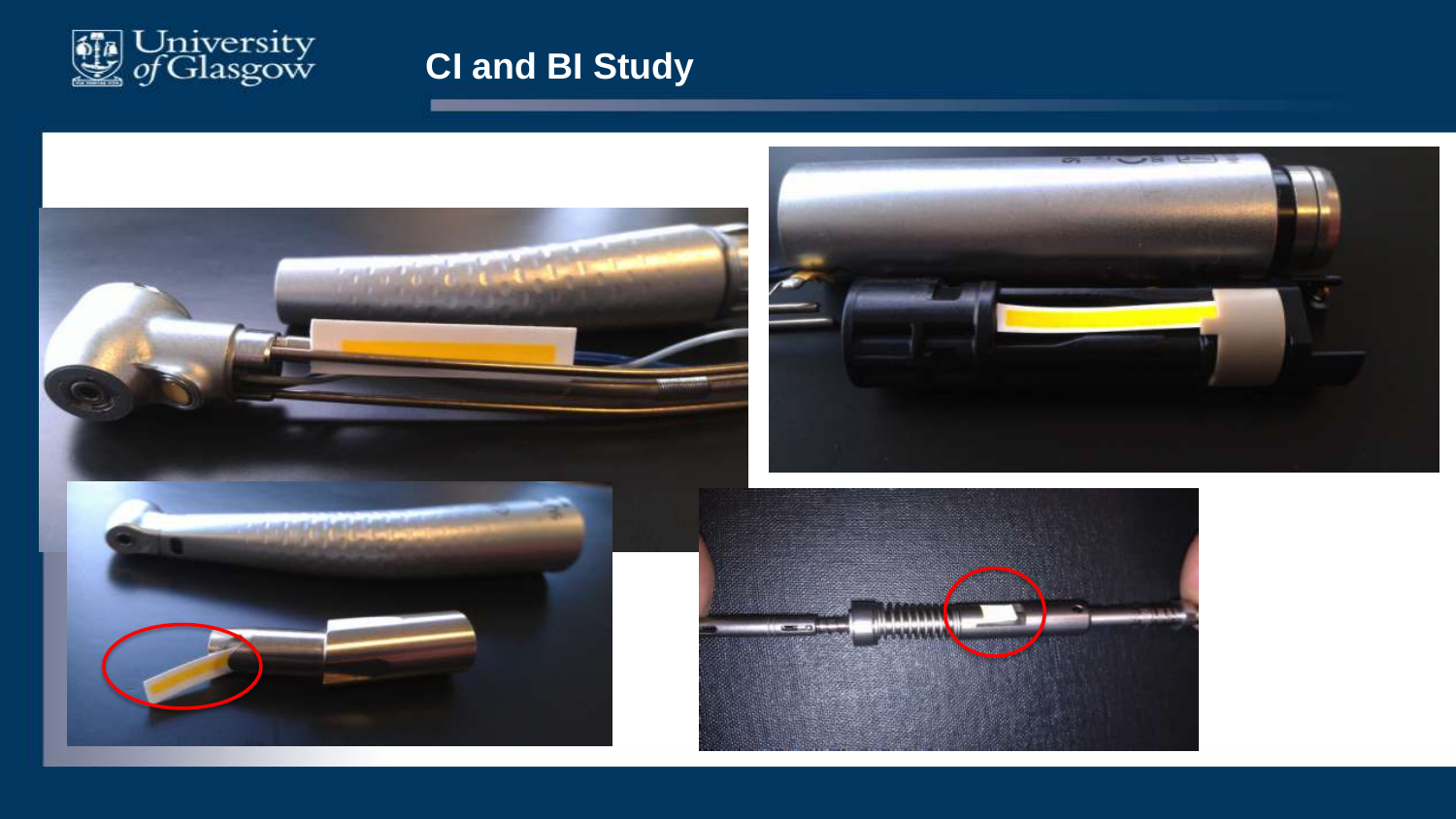# CI and BI Study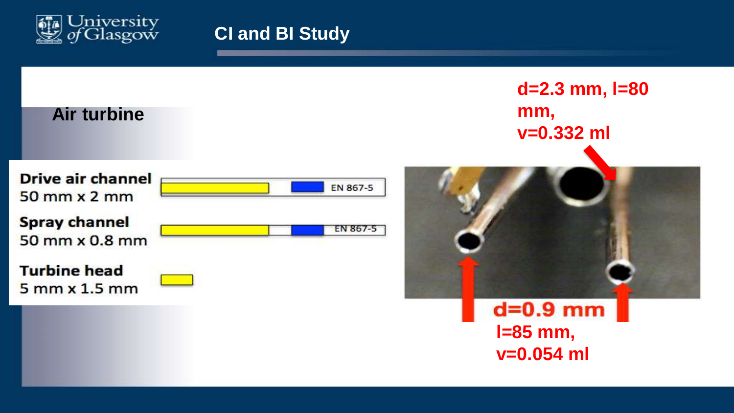# CI and BI Study

## Air turbine

**Drive air channel**
50 mm x 2 mm

EN 867-5

**Spray channel**
50 mm x 0.8 mm

EN 867-5

**Turbine head**
5 mm x 1.5 mm

d=2.3 mm, l=80 mm,
v=0.332 ml

d=0.9 mm
l=85 mm,
v=0.054 ml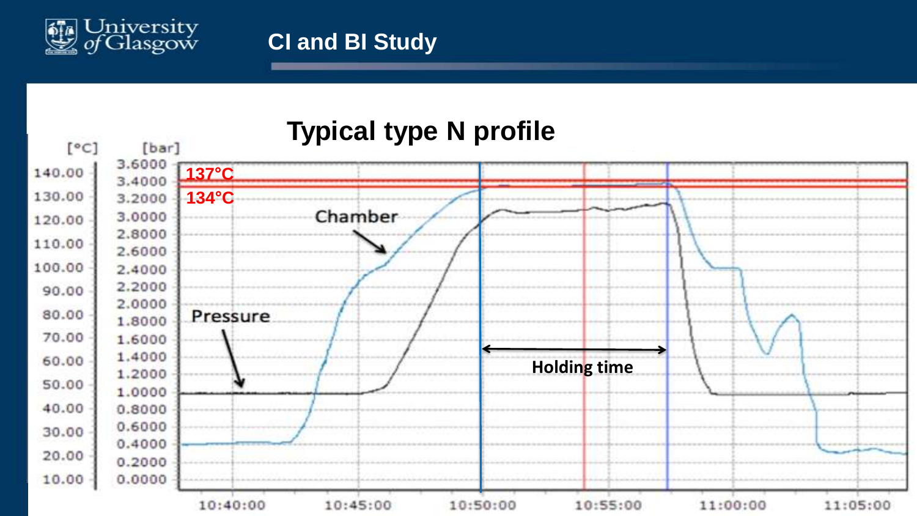# CI and BI Study

## Typical type N profile

[°C] [bar]

| [°C] | [bar] |
|---|---|
| 140.00 | 3.6000 |
| 130.00 | 3.4000 |
| 120.00 | 3.2000 |
| 110.00 | 3.0000 |
| 100.00 | 2.8000 |
| 90.00 | 2.6000 |
| 80.00 | 2.4000 |
| 70.00 | 2.2000 |
| 60.00 | 2.0000 |
| 50.00 | 1.8000 |
| 40.00 | 1.6000 |
| 30.00 | 1.4000 |
| 20.00 | 1.2000 |
| 10.00 | 1.0000 |
| | 0.8000 |
| | 0.6000 |
| | 0.4000 |
| | 0.2000 |
| | 0.0000 |

137°C

134°C

Chamber

Pressure

Holding time

10:40:00 10:45:00 10:50:00 10:55:00 11:00:00 11:05:00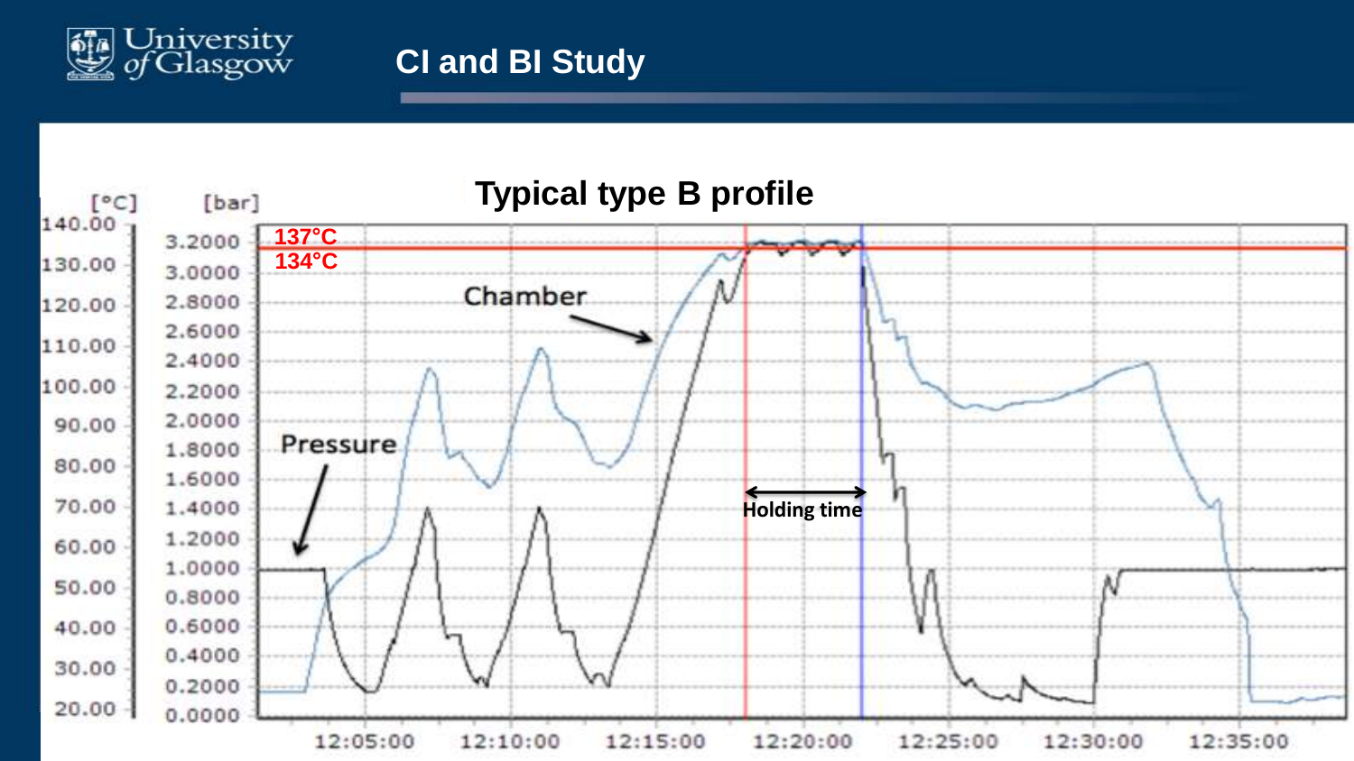# CI and BI Study

## Typical type B profile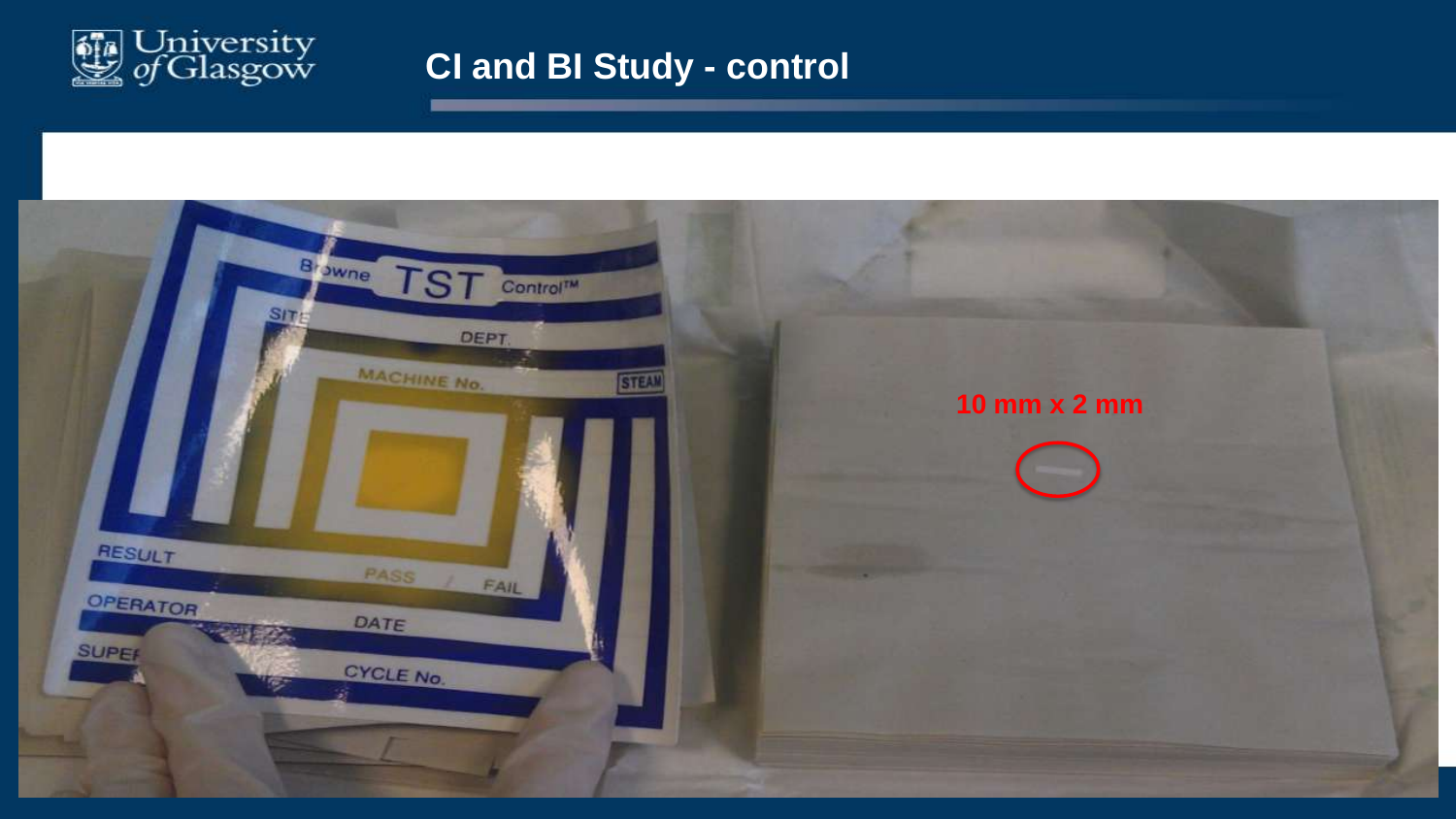# CI and BI Study - control

10 mm x 2 mm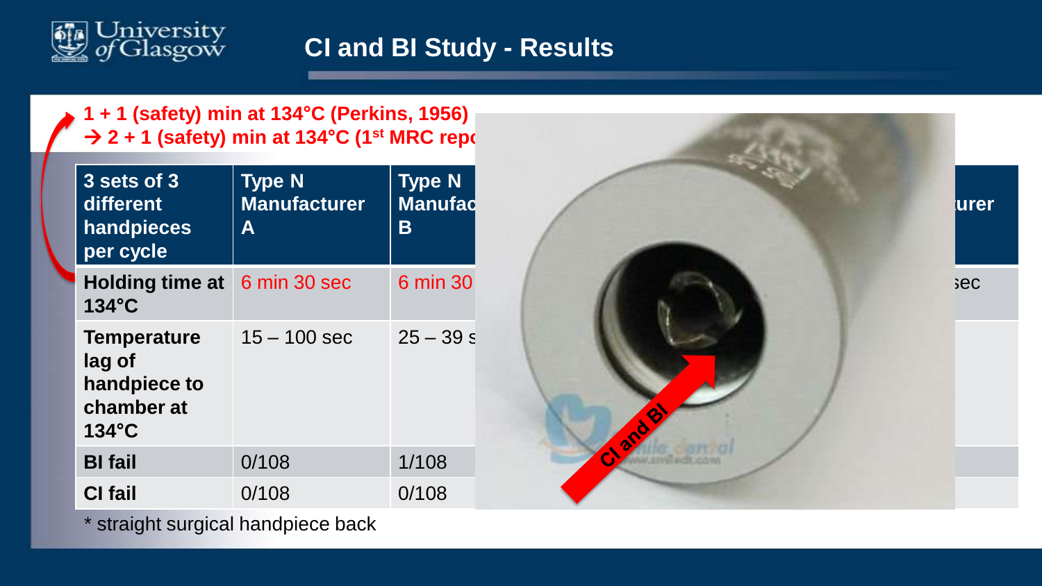# CI and BI Study - Results

**1 + 1 (safety) min at 134°C (Perkins, 1956)**
**→ 2 + 1 (safety) min at 134°C (1st MRC repo**

| 3 sets of 3 different handpieces per cycle | Type N Manufacturer A | Type N Manufac B | urer |
|---|---|---|---|
| **Holding time at 134°C** | 6 min 30 sec | 6 min 30 | sec |
| **Temperature lag of handpiece to chamber at 134°C** | 15 – 100 sec | 25 – 39 s | |
| **BI fail** | 0/108 | 1/108 | |
| **CI fail** | 0/108 | 0/108 | |

* straight surgical handpiece back

CI and BI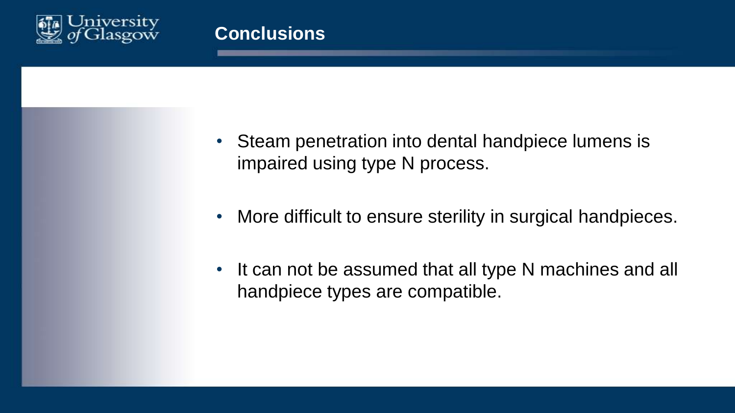## Conclusions

- Steam penetration into dental handpiece lumens is impaired using type N process.
- More difficult to ensure sterility in surgical handpieces.
- It can not be assumed that all type N machines and all handpiece types are compatible.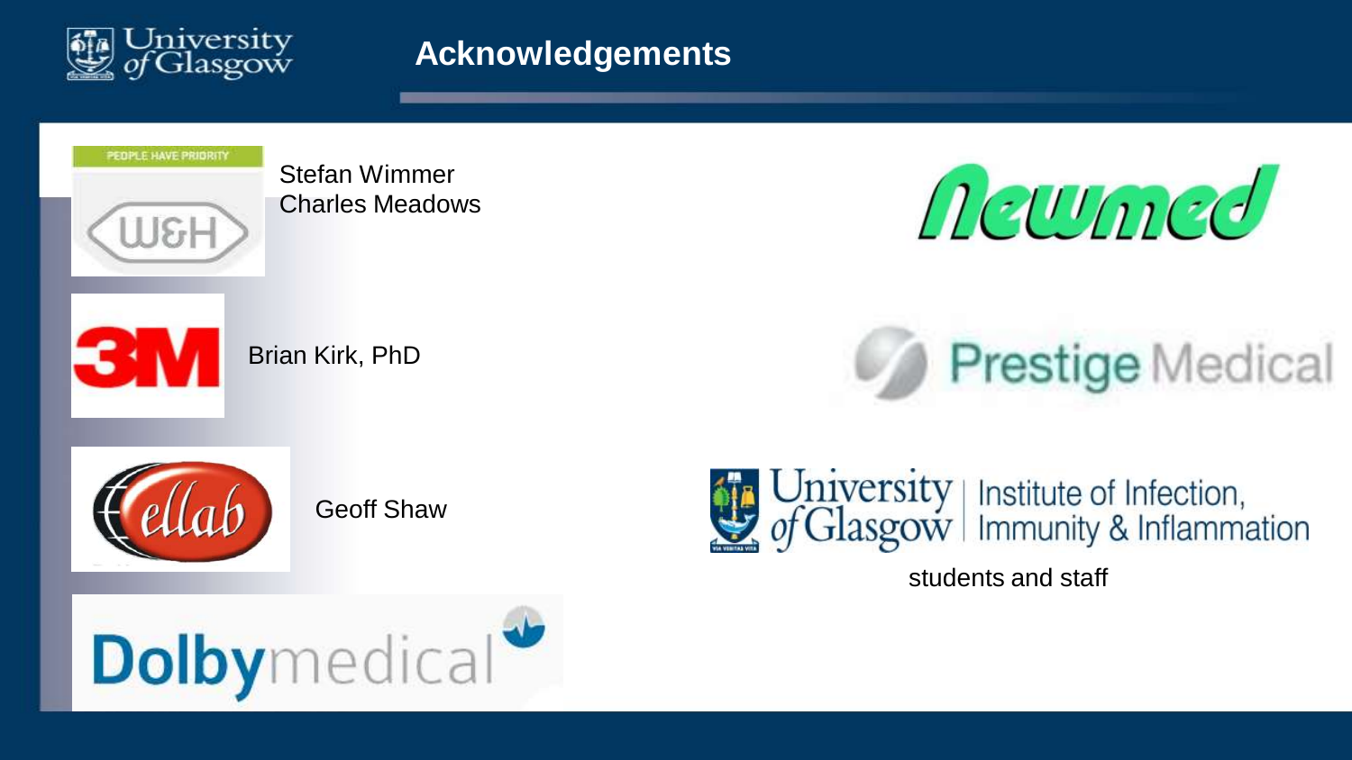## Acknowledgements

Stefan Wimmer
Charles Meadows

Brian Kirk, PhD

Geoff Shaw

students and staff